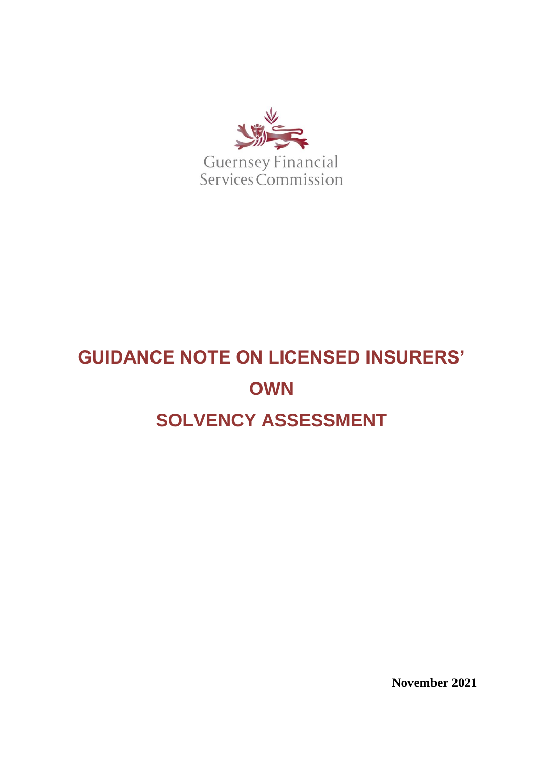Guernsey Financial Services Commission

# GUIDANCE NOTE ON LICENSED INSURERS' OWN SOLVENCY ASSESSMENT

**November 2021**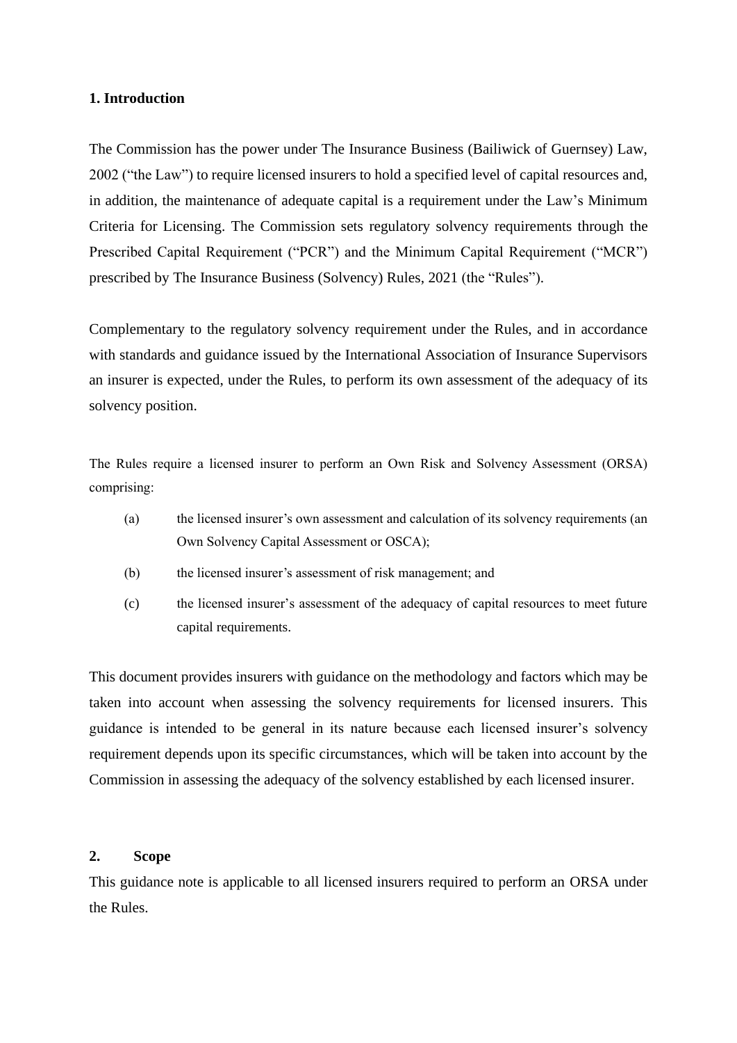## 1. Introduction

The Commission has the power under The Insurance Business (Bailiwick of Guernsey) Law, 2002 ("the Law") to require licensed insurers to hold a specified level of capital resources and, in addition, the maintenance of adequate capital is a requirement under the Law's Minimum Criteria for Licensing. The Commission sets regulatory solvency requirements through the Prescribed Capital Requirement ("PCR") and the Minimum Capital Requirement ("MCR") prescribed by The Insurance Business (Solvency) Rules, 2021 (the "Rules").

Complementary to the regulatory solvency requirement under the Rules, and in accordance with standards and guidance issued by the International Association of Insurance Supervisors an insurer is expected, under the Rules, to perform its own assessment of the adequacy of its solvency position.

The Rules require a licensed insurer to perform an Own Risk and Solvency Assessment (ORSA) comprising:

(a) the licensed insurer's own assessment and calculation of its solvency requirements (an Own Solvency Capital Assessment or OSCA);

(b) the licensed insurer's assessment of risk management; and

(c) the licensed insurer's assessment of the adequacy of capital resources to meet future capital requirements.

This document provides insurers with guidance on the methodology and factors which may be taken into account when assessing the solvency requirements for licensed insurers. This guidance is intended to be general in its nature because each licensed insurer's solvency requirement depends upon its specific circumstances, which will be taken into account by the Commission in assessing the adequacy of the solvency established by each licensed insurer.

## 2. Scope

This guidance note is applicable to all licensed insurers required to perform an ORSA under the Rules.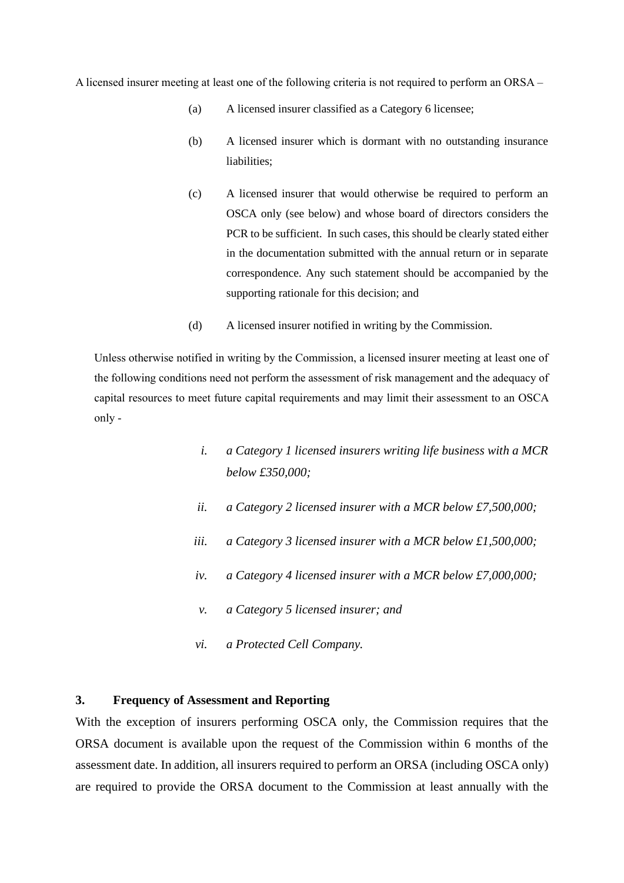A licensed insurer meeting at least one of the following criteria is not required to perform an ORSA –

(a) A licensed insurer classified as a Category 6 licensee;

(b) A licensed insurer which is dormant with no outstanding insurance liabilities;

(c) A licensed insurer that would otherwise be required to perform an OSCA only (see below) and whose board of directors considers the PCR to be sufficient. In such cases, this should be clearly stated either in the documentation submitted with the annual return or in separate correspondence. Any such statement should be accompanied by the supporting rationale for this decision; and

(d) A licensed insurer notified in writing by the Commission.

Unless otherwise notified in writing by the Commission, a licensed insurer meeting at least one of the following conditions need not perform the assessment of risk management and the adequacy of capital resources to meet future capital requirements and may limit their assessment to an OSCA only -

*i. a Category 1 licensed insurers writing life business with a MCR below £350,000;*

*ii. a Category 2 licensed insurer with a MCR below £7,500,000;*

*iii. a Category 3 licensed insurer with a MCR below £1,500,000;*

*iv. a Category 4 licensed insurer with a MCR below £7,000,000;*

*v. a Category 5 licensed insurer; and*

*vi. a Protected Cell Company.*

## 3. Frequency of Assessment and Reporting

With the exception of insurers performing OSCA only, the Commission requires that the ORSA document is available upon the request of the Commission within 6 months of the assessment date. In addition, all insurers required to perform an ORSA (including OSCA only) are required to provide the ORSA document to the Commission at least annually with the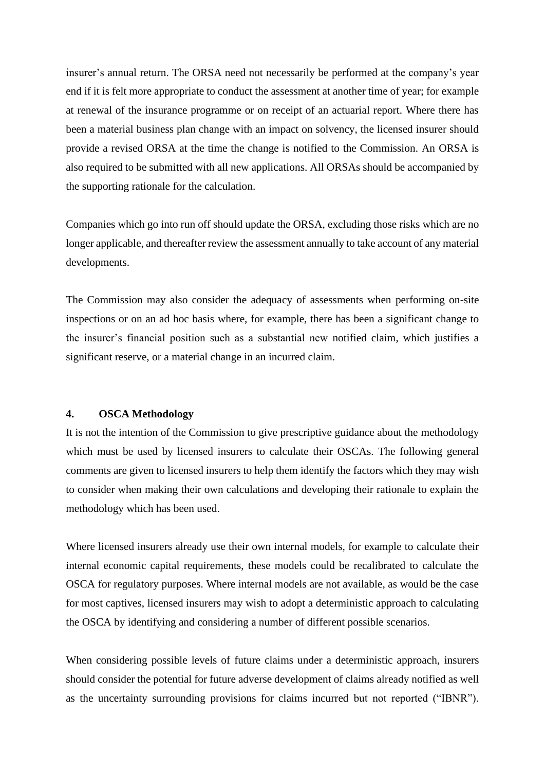insurer's annual return. The ORSA need not necessarily be performed at the company's year end if it is felt more appropriate to conduct the assessment at another time of year; for example at renewal of the insurance programme or on receipt of an actuarial report. Where there has been a material business plan change with an impact on solvency, the licensed insurer should provide a revised ORSA at the time the change is notified to the Commission. An ORSA is also required to be submitted with all new applications. All ORSAs should be accompanied by the supporting rationale for the calculation.

Companies which go into run off should update the ORSA, excluding those risks which are no longer applicable, and thereafter review the assessment annually to take account of any material developments.

The Commission may also consider the adequacy of assessments when performing on-site inspections or on an ad hoc basis where, for example, there has been a significant change to the insurer's financial position such as a substantial new notified claim, which justifies a significant reserve, or a material change in an incurred claim.

## 4. OSCA Methodology

It is not the intention of the Commission to give prescriptive guidance about the methodology which must be used by licensed insurers to calculate their OSCAs. The following general comments are given to licensed insurers to help them identify the factors which they may wish to consider when making their own calculations and developing their rationale to explain the methodology which has been used.

Where licensed insurers already use their own internal models, for example to calculate their internal economic capital requirements, these models could be recalibrated to calculate the OSCA for regulatory purposes. Where internal models are not available, as would be the case for most captives, licensed insurers may wish to adopt a deterministic approach to calculating the OSCA by identifying and considering a number of different possible scenarios.

When considering possible levels of future claims under a deterministic approach, insurers should consider the potential for future adverse development of claims already notified as well as the uncertainty surrounding provisions for claims incurred but not reported ("IBNR").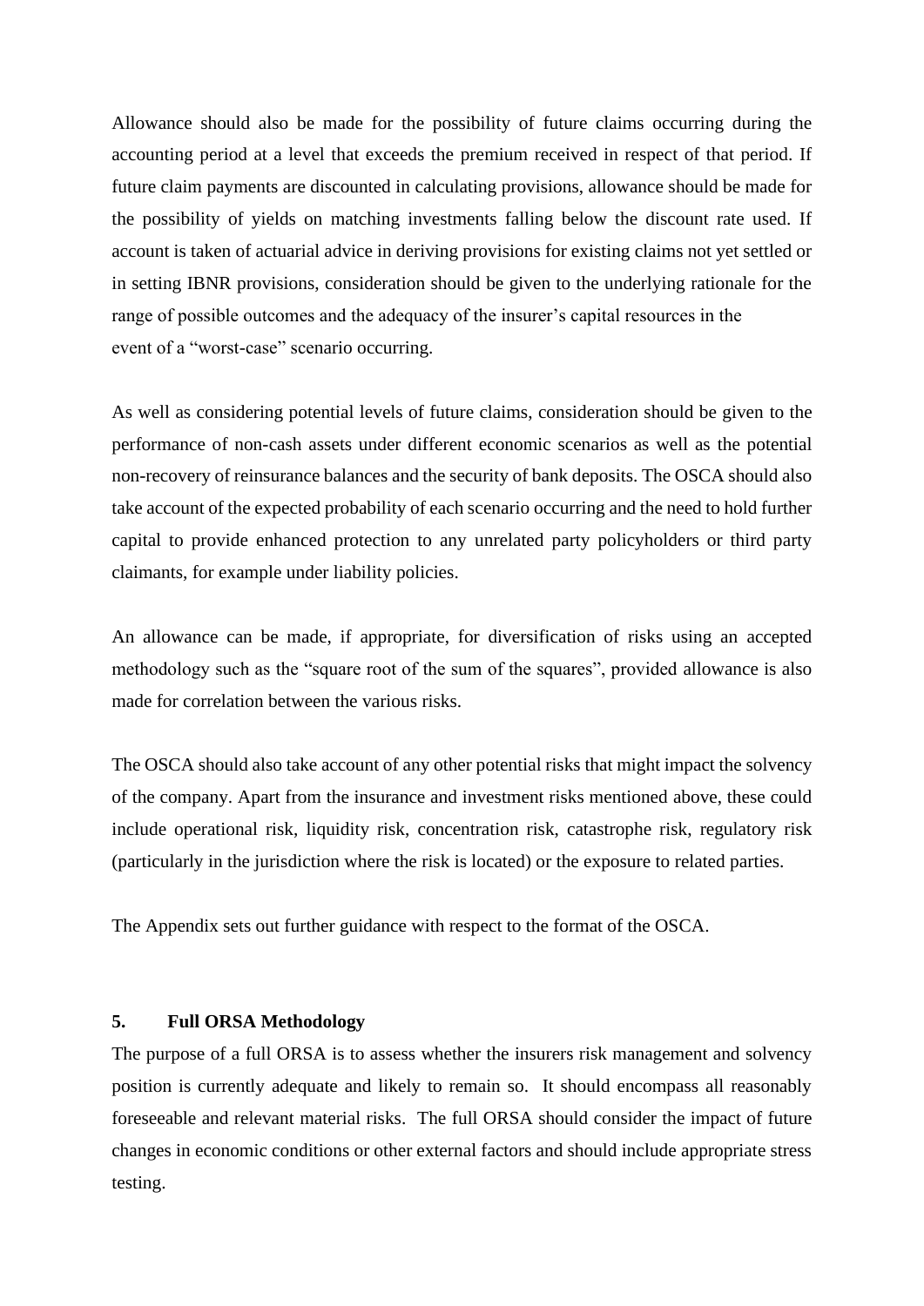Allowance should also be made for the possibility of future claims occurring during the accounting period at a level that exceeds the premium received in respect of that period. If future claim payments are discounted in calculating provisions, allowance should be made for the possibility of yields on matching investments falling below the discount rate used. If account is taken of actuarial advice in deriving provisions for existing claims not yet settled or in setting IBNR provisions, consideration should be given to the underlying rationale for the range of possible outcomes and the adequacy of the insurer's capital resources in the event of a "worst-case" scenario occurring.

As well as considering potential levels of future claims, consideration should be given to the performance of non-cash assets under different economic scenarios as well as the potential non-recovery of reinsurance balances and the security of bank deposits. The OSCA should also take account of the expected probability of each scenario occurring and the need to hold further capital to provide enhanced protection to any unrelated party policyholders or third party claimants, for example under liability policies.

An allowance can be made, if appropriate, for diversification of risks using an accepted methodology such as the "square root of the sum of the squares", provided allowance is also made for correlation between the various risks.

The OSCA should also take account of any other potential risks that might impact the solvency of the company. Apart from the insurance and investment risks mentioned above, these could include operational risk, liquidity risk, concentration risk, catastrophe risk, regulatory risk (particularly in the jurisdiction where the risk is located) or the exposure to related parties.

The Appendix sets out further guidance with respect to the format of the OSCA.

## 5. Full ORSA Methodology

The purpose of a full ORSA is to assess whether the insurers risk management and solvency position is currently adequate and likely to remain so. It should encompass all reasonably foreseeable and relevant material risks. The full ORSA should consider the impact of future changes in economic conditions or other external factors and should include appropriate stress testing.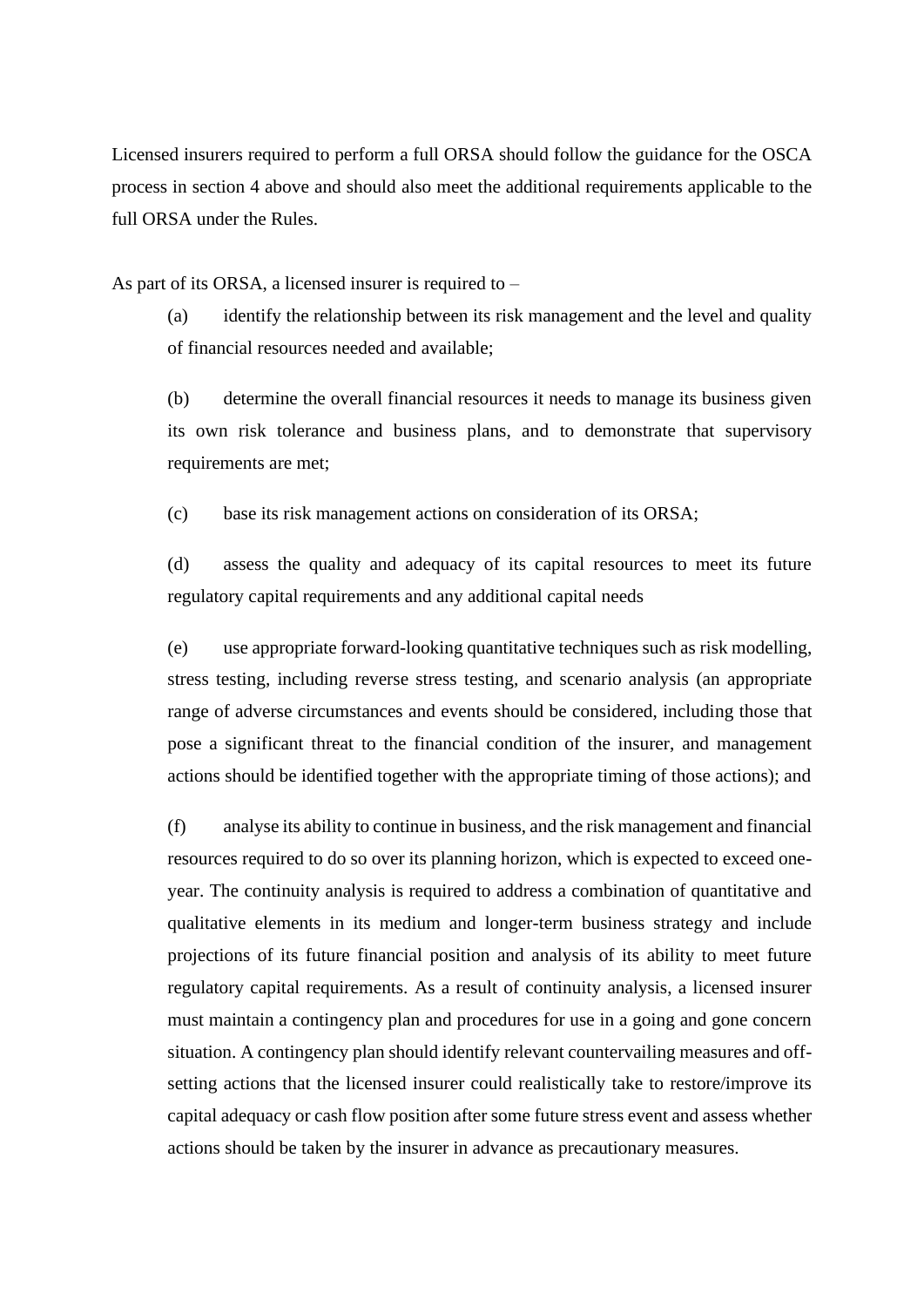Licensed insurers required to perform a full ORSA should follow the guidance for the OSCA process in section 4 above and should also meet the additional requirements applicable to the full ORSA under the Rules.

As part of its ORSA, a licensed insurer is required to –

(a) identify the relationship between its risk management and the level and quality of financial resources needed and available;

(b) determine the overall financial resources it needs to manage its business given its own risk tolerance and business plans, and to demonstrate that supervisory requirements are met;

(c) base its risk management actions on consideration of its ORSA;

(d) assess the quality and adequacy of its capital resources to meet its future regulatory capital requirements and any additional capital needs

(e) use appropriate forward-looking quantitative techniques such as risk modelling, stress testing, including reverse stress testing, and scenario analysis (an appropriate range of adverse circumstances and events should be considered, including those that pose a significant threat to the financial condition of the insurer, and management actions should be identified together with the appropriate timing of those actions); and

(f) analyse its ability to continue in business, and the risk management and financial resources required to do so over its planning horizon, which is expected to exceed one-year. The continuity analysis is required to address a combination of quantitative and qualitative elements in its medium and longer-term business strategy and include projections of its future financial position and analysis of its ability to meet future regulatory capital requirements. As a result of continuity analysis, a licensed insurer must maintain a contingency plan and procedures for use in a going and gone concern situation. A contingency plan should identify relevant countervailing measures and off-setting actions that the licensed insurer could realistically take to restore/improve its capital adequacy or cash flow position after some future stress event and assess whether actions should be taken by the insurer in advance as precautionary measures.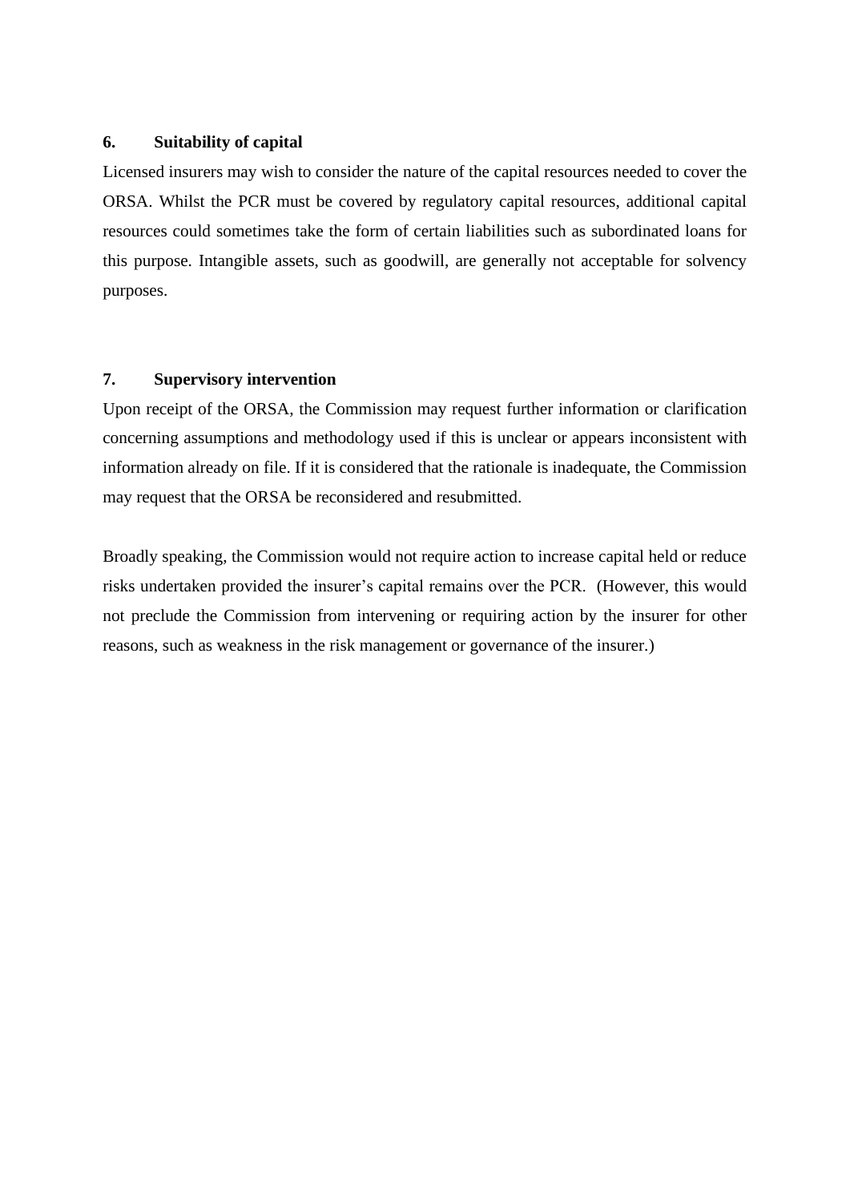## 6. Suitability of capital

Licensed insurers may wish to consider the nature of the capital resources needed to cover the ORSA. Whilst the PCR must be covered by regulatory capital resources, additional capital resources could sometimes take the form of certain liabilities such as subordinated loans for this purpose. Intangible assets, such as goodwill, are generally not acceptable for solvency purposes.

## 7. Supervisory intervention

Upon receipt of the ORSA, the Commission may request further information or clarification concerning assumptions and methodology used if this is unclear or appears inconsistent with information already on file. If it is considered that the rationale is inadequate, the Commission may request that the ORSA be reconsidered and resubmitted.

Broadly speaking, the Commission would not require action to increase capital held or reduce risks undertaken provided the insurer's capital remains over the PCR. (However, this would not preclude the Commission from intervening or requiring action by the insurer for other reasons, such as weakness in the risk management or governance of the insurer.)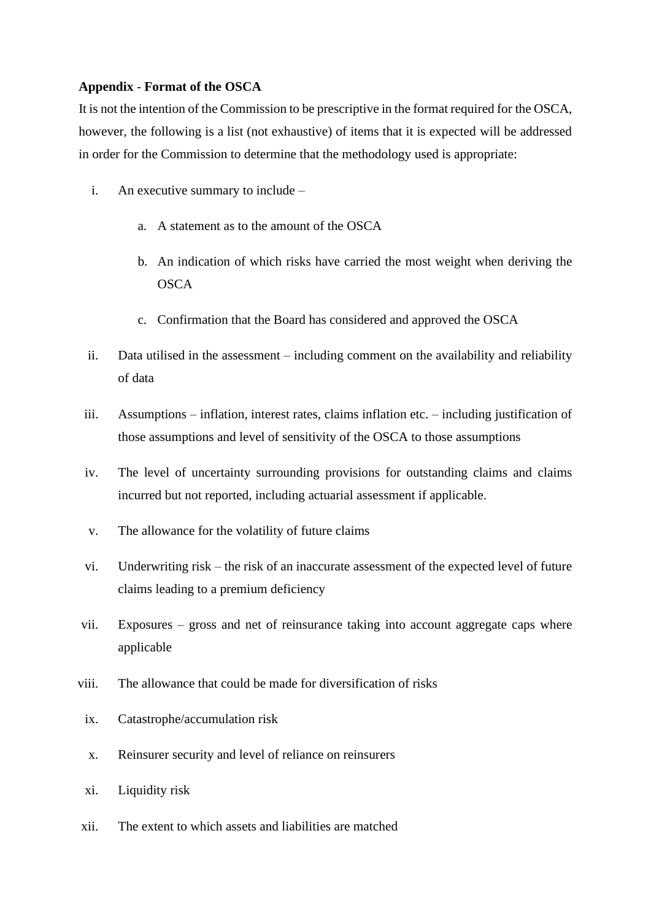**Appendix - Format of the OSCA**

It is not the intention of the Commission to be prescriptive in the format required for the OSCA, however, the following is a list (not exhaustive) of items that it is expected will be addressed in order for the Commission to determine that the methodology used is appropriate:

i. An executive summary to include –

   a. A statement as to the amount of the OSCA

   b. An indication of which risks have carried the most weight when deriving the OSCA

   c. Confirmation that the Board has considered and approved the OSCA

ii. Data utilised in the assessment – including comment on the availability and reliability of data

iii. Assumptions – inflation, interest rates, claims inflation etc. – including justification of those assumptions and level of sensitivity of the OSCA to those assumptions

iv. The level of uncertainty surrounding provisions for outstanding claims and claims incurred but not reported, including actuarial assessment if applicable.

v. The allowance for the volatility of future claims

vi. Underwriting risk – the risk of an inaccurate assessment of the expected level of future claims leading to a premium deficiency

vii. Exposures – gross and net of reinsurance taking into account aggregate caps where applicable

viii. The allowance that could be made for diversification of risks

ix. Catastrophe/accumulation risk

x. Reinsurer security and level of reliance on reinsurers

xi. Liquidity risk

xii. The extent to which assets and liabilities are matched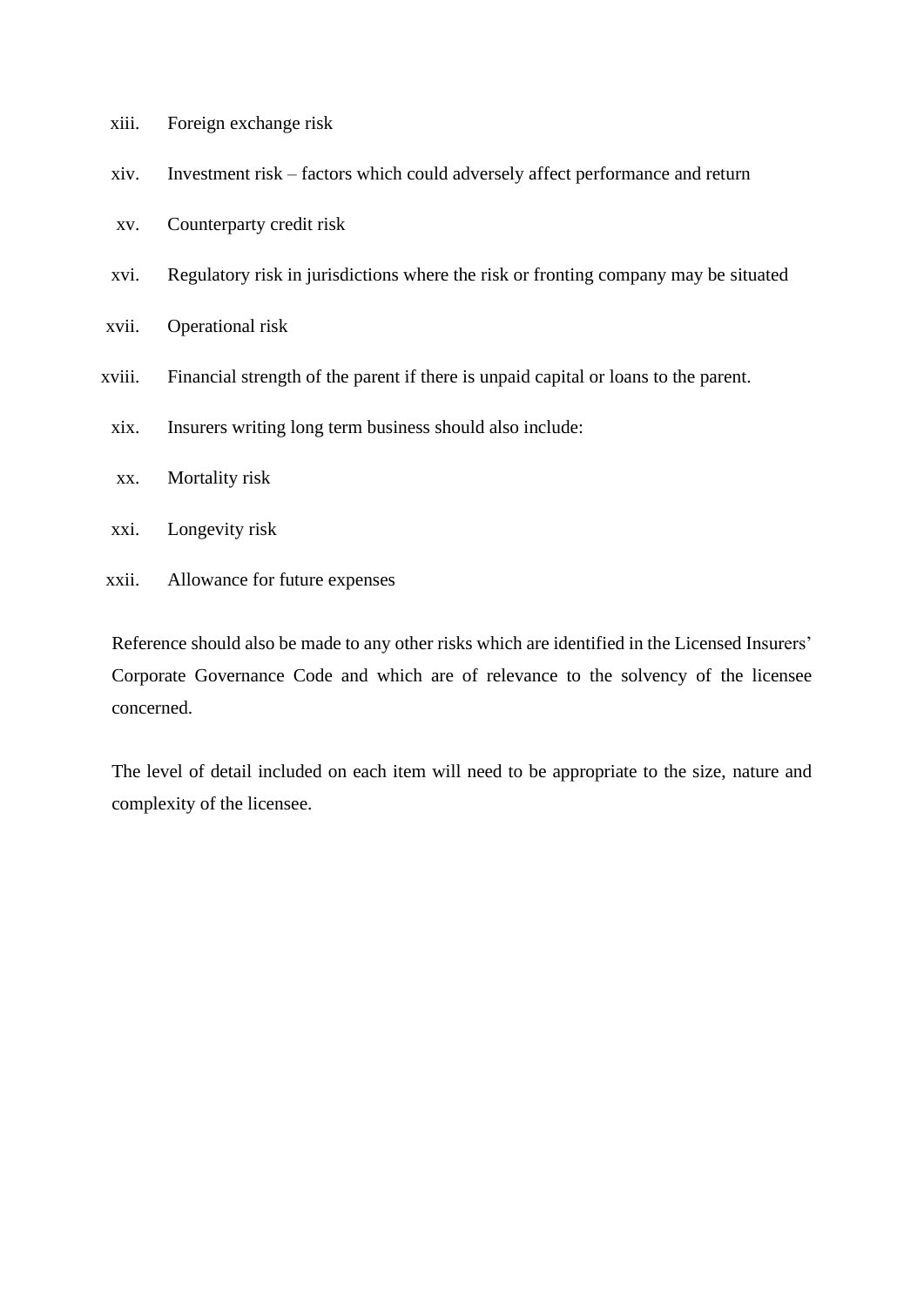xiii. Foreign exchange risk

xiv. Investment risk – factors which could adversely affect performance and return

xv. Counterparty credit risk

xvi. Regulatory risk in jurisdictions where the risk or fronting company may be situated

xvii. Operational risk

xviii. Financial strength of the parent if there is unpaid capital or loans to the parent.

xix. Insurers writing long term business should also include:

xx. Mortality risk

xxi. Longevity risk

xxii. Allowance for future expenses

Reference should also be made to any other risks which are identified in the Licensed Insurers' Corporate Governance Code and which are of relevance to the solvency of the licensee concerned.

The level of detail included on each item will need to be appropriate to the size, nature and complexity of the licensee.